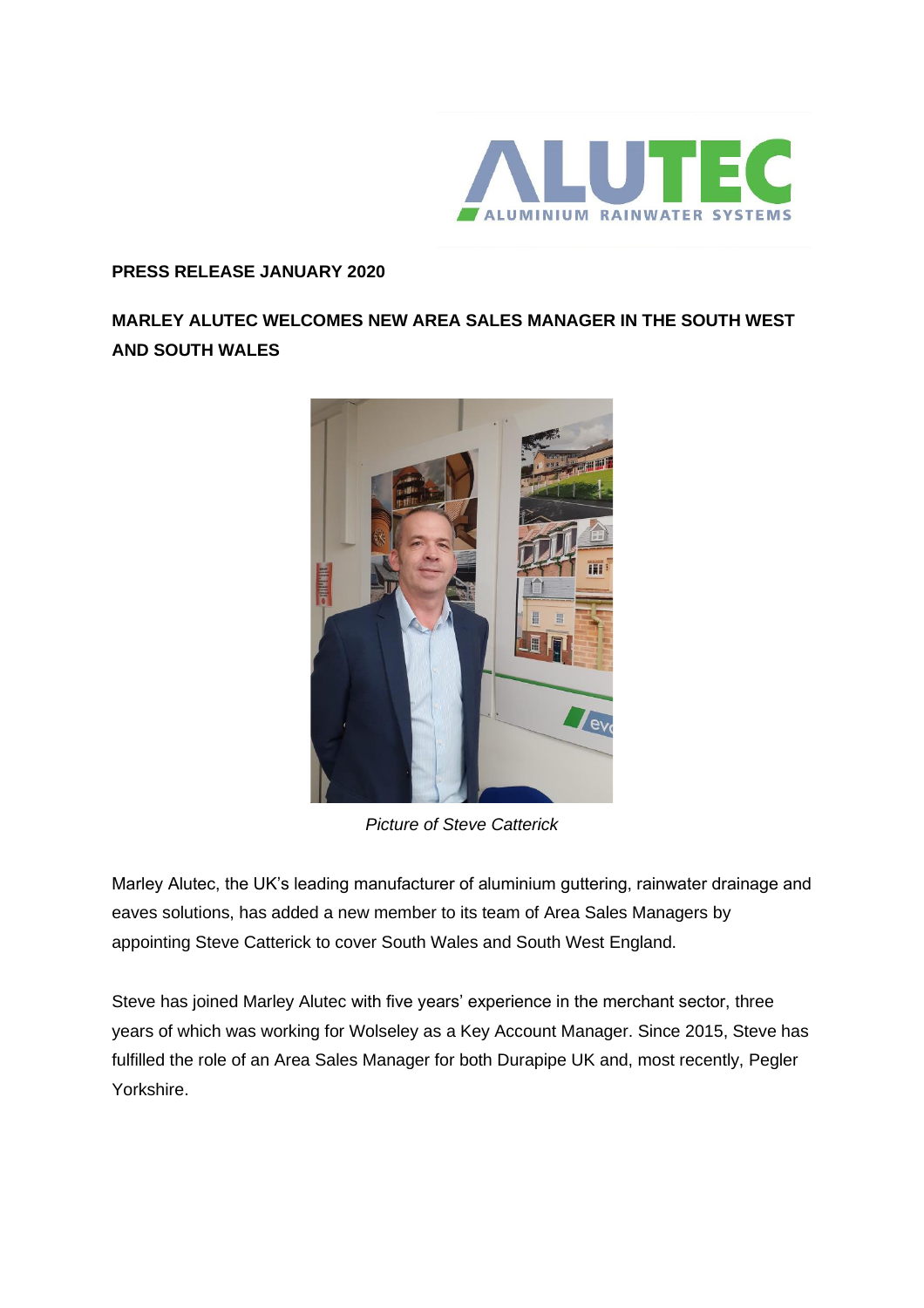**PRESS RELEASE JANUARY 2020**

# MARLEY ALUTEC WELCOMES NEW AREA SALES MANAGER IN THE SOUTH WEST AND SOUTH WALES

*Picture of Steve Catterick*

Marley Alutec, the UK's leading manufacturer of aluminium guttering, rainwater drainage and eaves solutions, has added a new member to its team of Area Sales Managers by appointing Steve Catterick to cover South Wales and South West England.

Steve has joined Marley Alutec with five years' experience in the merchant sector, three years of which was working for Wolseley as a Key Account Manager. Since 2015, Steve has fulfilled the role of an Area Sales Manager for both Durapipe UK and, most recently, Pegler Yorkshire.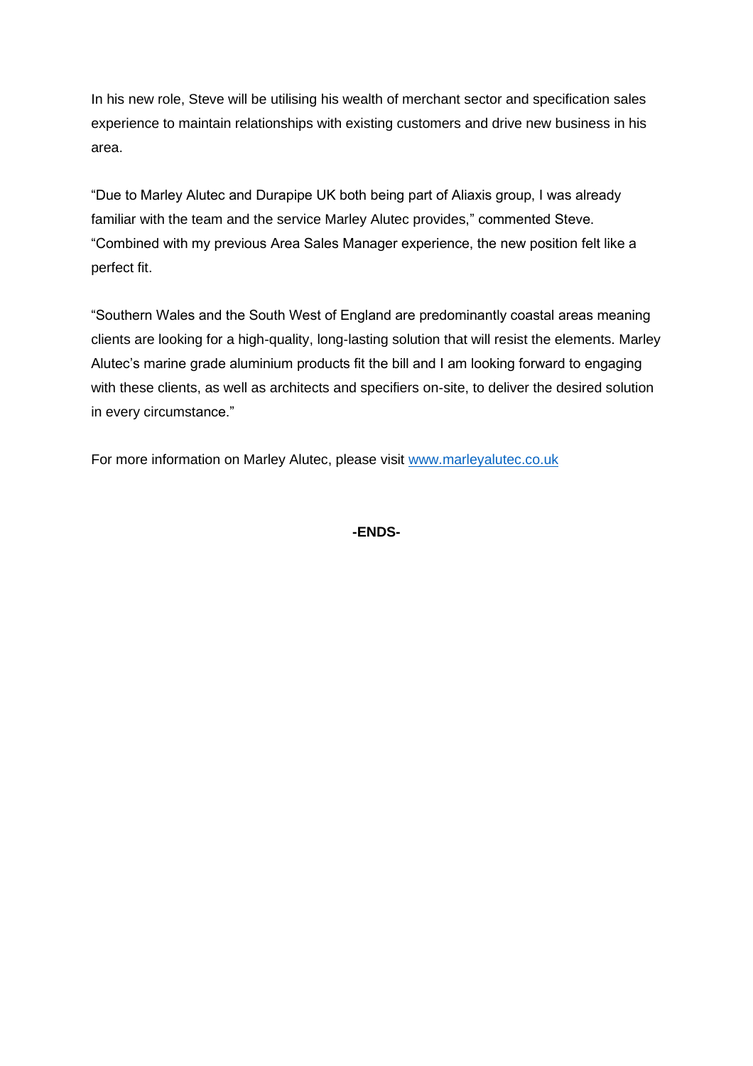In his new role, Steve will be utilising his wealth of merchant sector and specification sales experience to maintain relationships with existing customers and drive new business in his area.

"Due to Marley Alutec and Durapipe UK both being part of Aliaxis group, I was already familiar with the team and the service Marley Alutec provides," commented Steve. "Combined with my previous Area Sales Manager experience, the new position felt like a perfect fit.

"Southern Wales and the South West of England are predominantly coastal areas meaning clients are looking for a high-quality, long-lasting solution that will resist the elements. Marley Alutec's marine grade aluminium products fit the bill and I am looking forward to engaging with these clients, as well as architects and specifiers on-site, to deliver the desired solution in every circumstance."

For more information on Marley Alutec, please visit [www.marleyalutec.co.uk](http://www.marleyalutec.co.uk)

**-ENDS-**